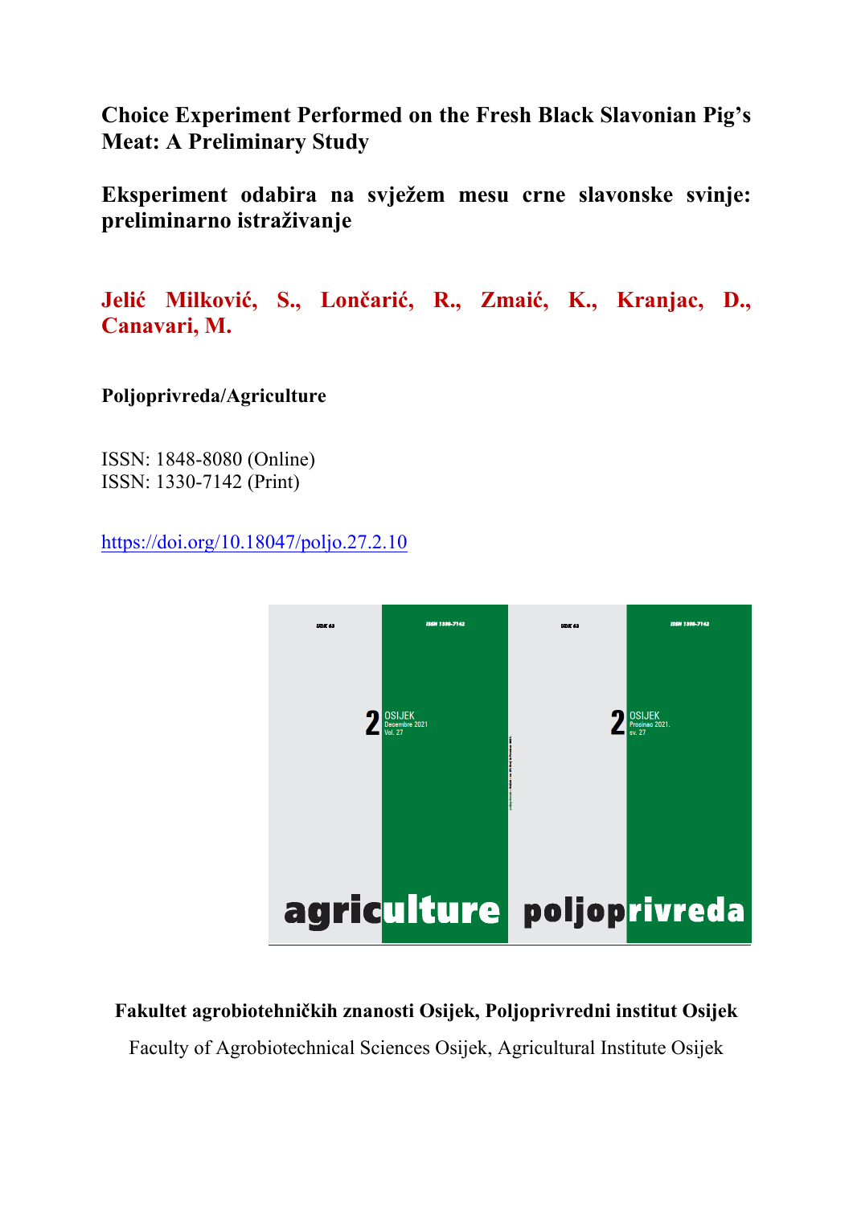# Choice Experiment Performed on the Fresh Black Slavonian Pig's Meat: A Preliminary Study

# Eksperiment odabira na svježem mesu crne slavonske svinje: preliminarno istraživanje

**Jelić Milković, S., Lončarić, R., Zmaić, K., Kranjac, D., Canavari, M.**

**Poljoprivreda/Agriculture**

ISSN: 1848-8080 (Online)
ISSN: 1330-7142 (Print)

https://doi.org/10.18047/poljo.27.2.10

**Fakultet agrobiotehničkih znanosti Osijek, Poljoprivredni institut Osijek**

Faculty of Agrobiotechnical Sciences Osijek, Agricultural Institute Osijek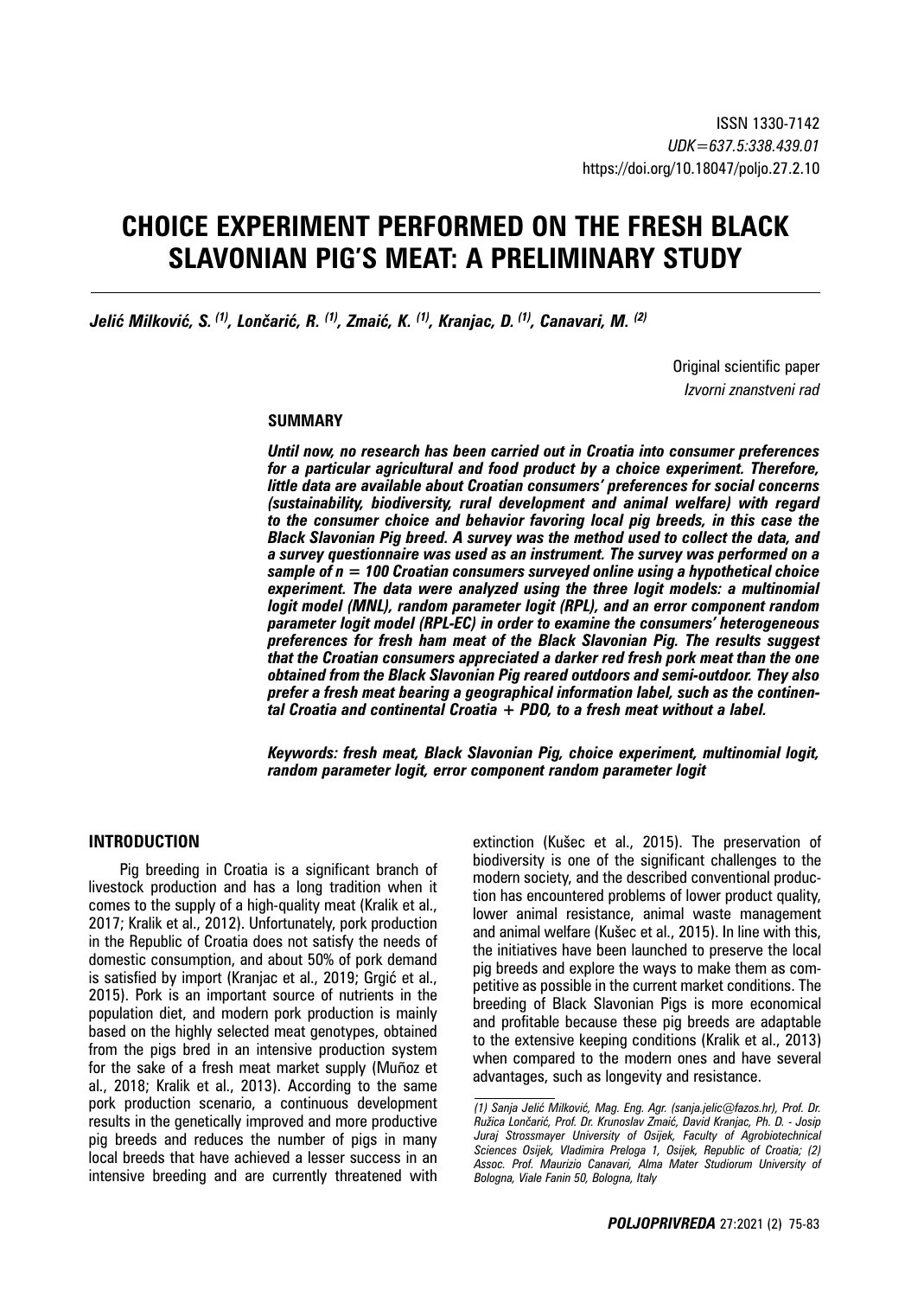ISSN 1330-7142
*UDK=637.5:338.439.01*
https://doi.org/10.18047/poljo.27.2.10

# CHOICE EXPERIMENT PERFORMED ON THE FRESH BLACK SLAVONIAN PIG'S MEAT: A PRELIMINARY STUDY

***Jelić Milković, S. [(1)], Lončarić, R. [(1)], Zmaić, K. [(1)], Kranjac, D. [(1)], Canavari, M. [(2)]***

Original scientific paper
*Izvorni znanstveni rad*

## SUMMARY

***Until now, no research has been carried out in Croatia into consumer preferences for a particular agricultural and food product by a choice experiment. Therefore, little data are available about Croatian consumers' preferences for social concerns (sustainability, biodiversity, rural development and animal welfare) with regard to the consumer choice and behavior favoring local pig breeds, in this case the Black Slavonian Pig breed. A survey was the method used to collect the data, and a survey questionnaire was used as an instrument. The survey was performed on a sample of n = 100 Croatian consumers surveyed online using a hypothetical choice experiment. The data were analyzed using the three logit models: a multinomial logit model (MNL), random parameter logit (RPL), and an error component random parameter logit model (RPL-EC) in order to examine the consumers' heterogeneous preferences for fresh ham meat of the Black Slavonian Pig. The results suggest that the Croatian consumers appreciated a darker red fresh pork meat than the one obtained from the Black Slavonian Pig reared outdoors and semi-outdoor. They also prefer a fresh meat bearing a geographical information label, such as the continental Croatia and continental Croatia + PDO, to a fresh meat without a label.***

***Keywords: fresh meat, Black Slavonian Pig, choice experiment, multinomial logit, random parameter logit, error component random parameter logit***

## INTRODUCTION

Pig breeding in Croatia is a significant branch of livestock production and has a long tradition when it comes to the supply of a high-quality meat (Kralik et al., 2017; Kralik et al., 2012). Unfortunately, pork production in the Republic of Croatia does not satisfy the needs of domestic consumption, and about 50% of pork demand is satisfied by import (Kranjac et al., 2019; Grgić et al., 2015). Pork is an important source of nutrients in the population diet, and modern pork production is mainly based on the highly selected meat genotypes, obtained from the pigs bred in an intensive production system for the sake of a fresh meat market supply (Muñoz et al., 2018; Kralik et al., 2013). According to the same pork production scenario, a continuous development results in the genetically improved and more productive pig breeds and reduces the number of pigs in many local breeds that have achieved a lesser success in an intensive breeding and are currently threatened with extinction (Kušec et al., 2015). The preservation of biodiversity is one of the significant challenges to the modern society, and the described conventional production has encountered problems of lower product quality, lower animal resistance, animal waste management and animal welfare (Kušec et al., 2015). In line with this, the initiatives have been launched to preserve the local pig breeds and explore the ways to make them as competitive as possible in the current market conditions. The breeding of Black Slavonian Pigs is more economical and profitable because these pig breeds are adaptable to the extensive keeping conditions (Kralik et al., 2013) when compared to the modern ones and have several advantages, such as longevity and resistance.

---

*(1) Sanja Jelić Milković, Mag. Eng. Agr. (sanja.jelic@fazos.hr), Prof. Dr. Ružica Lončarić, Prof. Dr. Krunoslav Zmaić, David Kranjac, Ph. D. - Josip Juraj Strossmayer University of Osijek, Faculty of Agrobiotechnical Sciences Osijek, Vladimira Preloga 1, Osijek, Republic of Croatia; (2) Assoc. Prof. Maurizio Canavari, Alma Mater Studiorum University of Bologna, Viale Fanin 50, Bologna, Italy*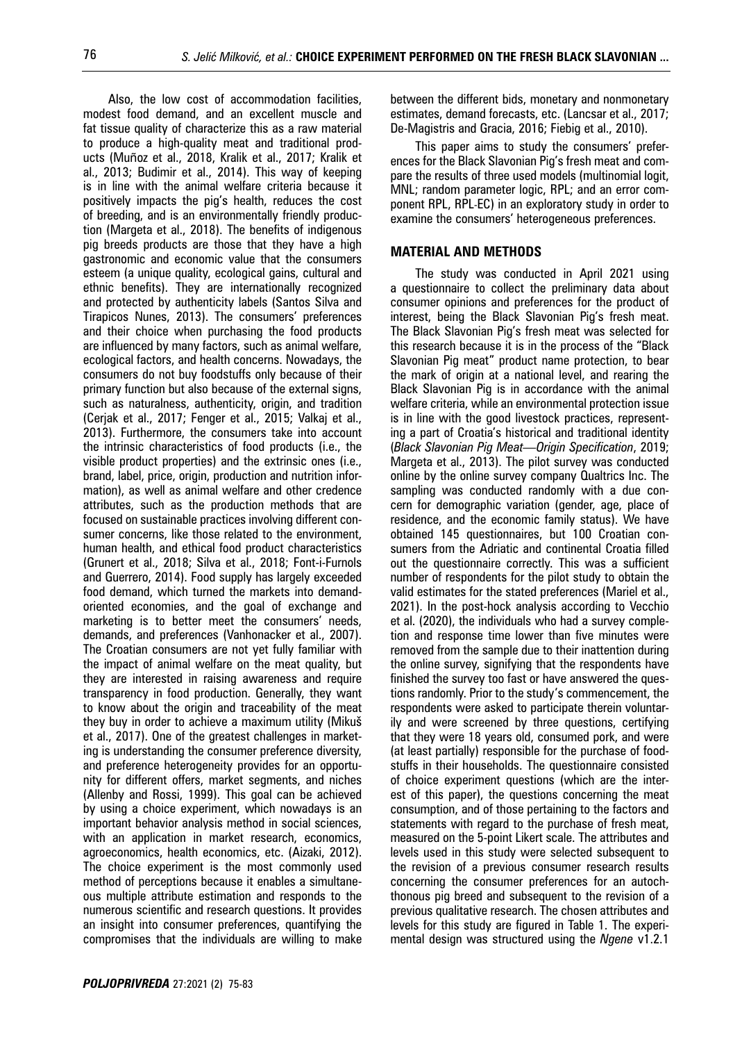Also, the low cost of accommodation facilities, modest food demand, and an excellent muscle and fat tissue quality of characterize this as a raw material to produce a high-quality meat and traditional products (Muñoz et al., 2018, Kralik et al., 2017; Kralik et al., 2013; Budimir et al., 2014). This way of keeping is in line with the animal welfare criteria because it positively impacts the pig's health, reduces the cost of breeding, and is an environmentally friendly production (Margeta et al., 2018). The benefits of indigenous pig breeds products are those that they have a high gastronomic and economic value that the consumers esteem (a unique quality, ecological gains, cultural and ethnic benefits). They are internationally recognized and protected by authenticity labels (Santos Silva and Tirapicos Nunes, 2013). The consumers' preferences and their choice when purchasing the food products are influenced by many factors, such as animal welfare, ecological factors, and health concerns. Nowadays, the consumers do not buy foodstuffs only because of their primary function but also because of the external signs, such as naturalness, authenticity, origin, and tradition (Cerjak et al., 2017; Fenger et al., 2015; Valkaj et al., 2013). Furthermore, the consumers take into account the intrinsic characteristics of food products (i.e., the visible product properties) and the extrinsic ones (i.e., brand, label, price, origin, production and nutrition information), as well as animal welfare and other credence attributes, such as the production methods that are focused on sustainable practices involving different consumer concerns, like those related to the environment, human health, and ethical food product characteristics (Grunert et al., 2018; Silva et al., 2018; Font-i-Furnols and Guerrero, 2014). Food supply has largely exceeded food demand, which turned the markets into demand-oriented economies, and the goal of exchange and marketing is to better meet the consumers' needs, demands, and preferences (Vanhonacker et al., 2007). The Croatian consumers are not yet fully familiar with the impact of animal welfare on the meat quality, but they are interested in raising awareness and require transparency in food production. Generally, they want to know about the origin and traceability of the meat they buy in order to achieve a maximum utility (Mikuš et al., 2017). One of the greatest challenges in marketing is understanding the consumer preference diversity, and preference heterogeneity provides for an opportunity for different offers, market segments, and niches (Allenby and Rossi, 1999). This goal can be achieved by using a choice experiment, which nowadays is an important behavior analysis method in social sciences, with an application in market research, economics, agroeconomics, health economics, etc. (Aizaki, 2012). The choice experiment is the most commonly used method of perceptions because it enables a simultaneous multiple attribute estimation and responds to the numerous scientific and research questions. It provides an insight into consumer preferences, quantifying the compromises that the individuals are willing to make between the different bids, monetary and nonmonetary estimates, demand forecasts, etc. (Lancsar et al., 2017; De-Magistris and Gracia, 2016; Fiebig et al., 2010).

This paper aims to study the consumers' preferences for the Black Slavonian Pig's fresh meat and compare the results of three used models (multinomial logit, MNL; random parameter logic, RPL; and an error component RPL, RPL-EC) in an exploratory study in order to examine the consumers' heterogeneous preferences.

## MATERIAL AND METHODS

The study was conducted in April 2021 using a questionnaire to collect the preliminary data about consumer opinions and preferences for the product of interest, being the Black Slavonian Pig's fresh meat. The Black Slavonian Pig's fresh meat was selected for this research because it is in the process of the "Black Slavonian Pig meat" product name protection, to bear the mark of origin at a national level, and rearing the Black Slavonian Pig is in accordance with the animal welfare criteria, while an environmental protection issue is in line with the good livestock practices, representing a part of Croatia's historical and traditional identity (*Black Slavonian Pig Meat—Origin Specification*, 2019; Margeta et al., 2013). The pilot survey was conducted online by the online survey company Qualtrics Inc. The sampling was conducted randomly with a due concern for demographic variation (gender, age, place of residence, and the economic family status). We have obtained 145 questionnaires, but 100 Croatian consumers from the Adriatic and continental Croatia filled out the questionnaire correctly. This was a sufficient number of respondents for the pilot study to obtain the valid estimates for the stated preferences (Mariel et al., 2021). In the post-hock analysis according to Vecchio et al. (2020), the individuals who had a survey completion and response time lower than five minutes were removed from the sample due to their inattention during the online survey, signifying that the respondents have finished the survey too fast or have answered the questions randomly. Prior to the study's commencement, the respondents were asked to participate therein voluntarily and were screened by three questions, certifying that they were 18 years old, consumed pork, and were (at least partially) responsible for the purchase of foodstuffs in their households. The questionnaire consisted of choice experiment questions (which are the interest of this paper), the questions concerning the meat consumption, and of those pertaining to the factors and statements with regard to the purchase of fresh meat, measured on the 5-point Likert scale. The attributes and levels used in this study were selected subsequent to the revision of a previous consumer research results concerning the consumer preferences for an autochthonous pig breed and subsequent to the revision of a previous qualitative research. The chosen attributes and levels for this study are figured in Table 1. The experimental design was structured using the *Ngene* v1.2.1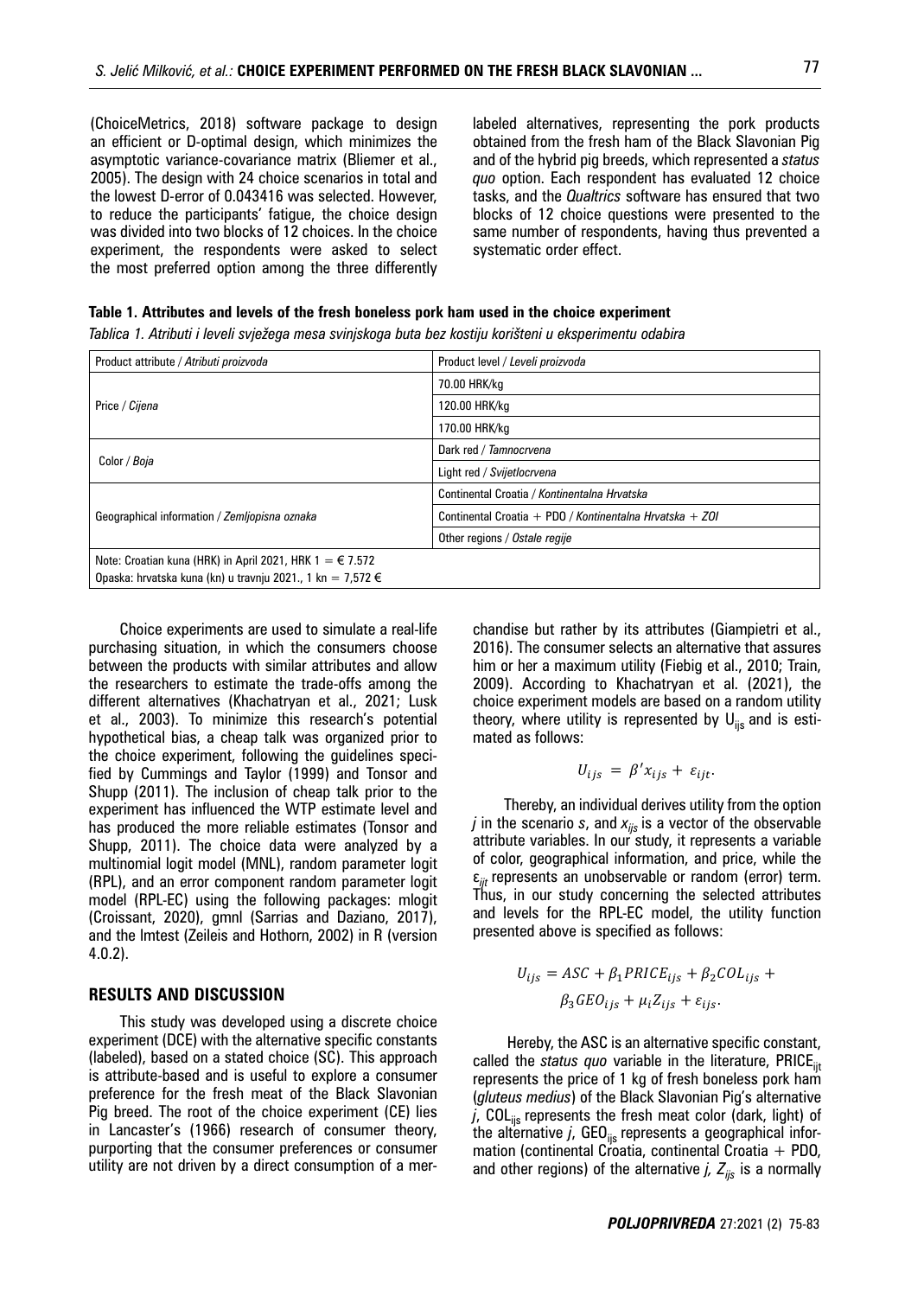(ChoiceMetrics, 2018) software package to design an efficient or D-optimal design, which minimizes the asymptotic variance-covariance matrix (Bliemer et al., 2005). The design with 24 choice scenarios in total and the lowest D-error of 0.043416 was selected. However, to reduce the participants' fatigue, the choice design was divided into two blocks of 12 choices. In the choice experiment, the respondents were asked to select the most preferred option among the three differently labeled alternatives, representing the pork products obtained from the fresh ham of the Black Slavonian Pig and of the hybrid pig breeds, which represented a *status quo* option. Each respondent has evaluated 12 choice tasks, and the *Qualtrics* software has ensured that two blocks of 12 choice questions were presented to the same number of respondents, having thus prevented a systematic order effect.

**Table 1. Attributes and levels of the fresh boneless pork ham used in the choice experiment**

*Tablica 1. Atributi i leveli svježega mesa svinjskoga buta bez kostiju korišteni u eksperimentu odabira*

| Product attribute / *Atributi proizvoda* | Product level / *Leveli proizvoda* |
|---|---|
| Price / *Cijena* | 70.00 HRK/kg |
| | 120.00 HRK/kg |
| | 170.00 HRK/kg |
| Color / *Boja* | Dark red / *Tamnocrvena* |
| | Light red / *Svijetlocrvena* |
| Geographical information / *Zemljopisna oznaka* | Continental Croatia / *Kontinentalna Hrvatska* |
| | Continental Croatia + PDO / *Kontinentalna Hrvatska + ZOI* |
| | Other regions / *Ostale regije* |
| Note: Croatian kuna (HRK) in April 2021, HRK 1 = € 7.572<br>Opaska: hrvatska kuna (kn) u travnju 2021., 1 kn = 7,572 € | |

Choice experiments are used to simulate a real-life purchasing situation, in which the consumers choose between the products with similar attributes and allow the researchers to estimate the trade-offs among the different alternatives (Khachatryan et al., 2021; Lusk et al., 2003). To minimize this research's potential hypothetical bias, a cheap talk was organized prior to the choice experiment, following the guidelines specified by Cummings and Taylor (1999) and Tonsor and Shupp (2011). The inclusion of cheap talk prior to the experiment has influenced the WTP estimate level and has produced the more reliable estimates (Tonsor and Shupp, 2011). The choice data were analyzed by a multinomial logit model (MNL), random parameter logit (RPL), and an error component random parameter logit model (RPL-EC) using the following packages: mlogit (Croissant, 2020), gmnl (Sarrias and Daziano, 2017), and the lmtest (Zeileis and Hothorn, 2002) in R (version 4.0.2).

## RESULTS AND DISCUSSION

This study was developed using a discrete choice experiment (DCE) with the alternative specific constants (labeled), based on a stated choice (SC). This approach is attribute-based and is useful to explore a consumer preference for the fresh meat of the Black Slavonian Pig breed. The root of the choice experiment (CE) lies in Lancaster's (1966) research of consumer theory, purporting that the consumer preferences or consumer utility are not driven by a direct consumption of a merchandise but rather by its attributes (Giampietri et al., 2016). The consumer selects an alternative that assures him or her a maximum utility (Fiebig et al., 2010; Train, 2009). According to Khachatryan et al. (2021), the choice experiment models are based on a random utility theory, where utility is represented by $U_{ijs}$ and is estimated as follows:

$$U_{ijs} = \beta' x_{ijs} + \varepsilon_{ijt}.$$

Thereby, an individual derives utility from the option $j$ in the scenario $s$, and $x_{ijs}$ is a vector of the observable attribute variables. In our study, it represents a variable of color, geographical information, and price, while the $\varepsilon_{ijt}$ represents an unobservable or random (error) term. Thus, in our study concerning the selected attributes and levels for the RPL-EC model, the utility function presented above is specified as follows:

$$U_{ijs} = ASC + \beta_1 PRICE_{ijs} + \beta_2 COL_{ijs} + \beta_3 GEO_{ijs} + \mu_i Z_{ijs} + \varepsilon_{ijs}.$$

Hereby, the ASC is an alternative specific constant, called the *status quo* variable in the literature, $PRICE_{ijt}$ represents the price of 1 kg of fresh boneless pork ham (*gluteus medius*) of the Black Slavonian Pig's alternative $j$, $COL_{ijs}$ represents the fresh meat color (dark, light) of the alternative $j$, $GEO_{ijs}$ represents a geographical information (continental Croatia, continental Croatia + PDO, and other regions) of the alternative $j$, $Z_{ijs}$ is a normally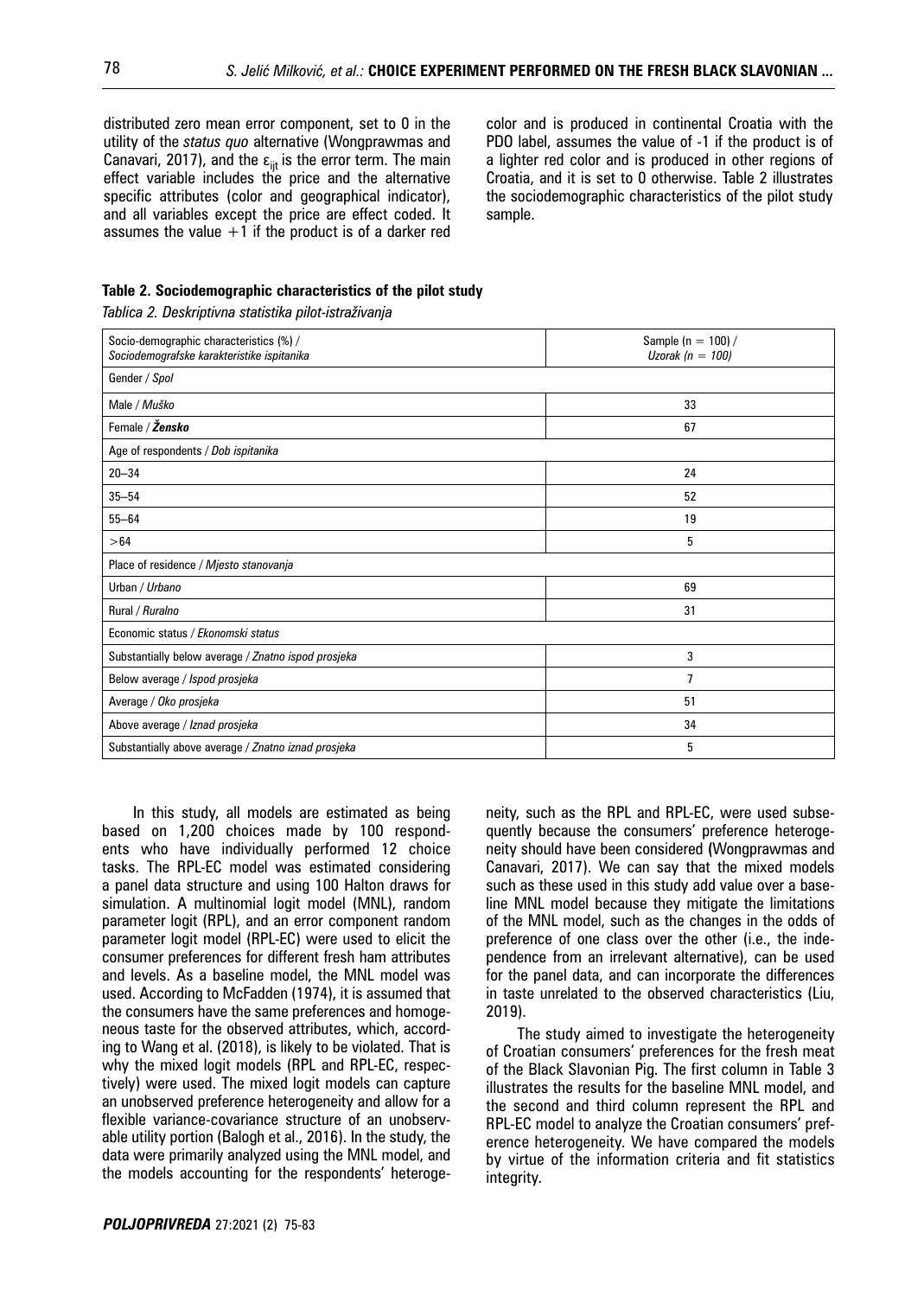distributed zero mean error component, set to 0 in the utility of the *status quo* alternative (Wongprawmas and Canavari, 2017), and the $\varepsilon_{ijt}$ is the error term. The main effect variable includes the price and the alternative specific attributes (color and geographical indicator), and all variables except the price are effect coded. It assumes the value +1 if the product is of a darker red color and is produced in continental Croatia with the PDO label, assumes the value of -1 if the product is of a lighter red color and is produced in other regions of Croatia, and it is set to 0 otherwise. Table 2 illustrates the sociodemographic characteristics of the pilot study sample.

**Table 2. Sociodemographic characteristics of the pilot study**

*Tablica 2. Deskriptivna statistika pilot-istraživanja*

| Socio-demographic characteristics (%) / *Sociodemografske karakteristike ispitanika* | Sample (n = 100) / *Uzorak (n = 100)* |
|---|---|
| Gender / *Spol* | |
| Male / *Muško* | 33 |
| Female / ***Žensko*** | 67 |
| Age of respondents / *Dob ispitanika* | |
| 20–34 | 24 |
| 35–54 | 52 |
| 55–64 | 19 |
| >64 | 5 |
| Place of residence / *Mjesto stanovanja* | |
| Urban / *Urbano* | 69 |
| Rural / *Ruralno* | 31 |
| Economic status / *Ekonomski status* | |
| Substantially below average / *Znatno ispod prosjeka* | 3 |
| Below average / *Ispod prosjeka* | 7 |
| Average / *Oko prosjeka* | 51 |
| Above average / *Iznad prosjeka* | 34 |
| Substantially above average / *Znatno iznad prosjeka* | 5 |

In this study, all models are estimated as being based on 1,200 choices made by 100 respondents who have individually performed 12 choice tasks. The RPL-EC model was estimated considering a panel data structure and using 100 Halton draws for simulation. A multinomial logit model (MNL), random parameter logit (RPL), and an error component random parameter logit model (RPL-EC) were used to elicit the consumer preferences for different fresh ham attributes and levels. As a baseline model, the MNL model was used. According to McFadden (1974), it is assumed that the consumers have the same preferences and homogeneous taste for the observed attributes, which, according to Wang et al. (2018), is likely to be violated. That is why the mixed logit models (RPL and RPL-EC, respectively) were used. The mixed logit models can capture an unobserved preference heterogeneity and allow for a flexible variance-covariance structure of an unobservable utility portion (Balogh et al., 2016). In the study, the data were primarily analyzed using the MNL model, and the models accounting for the respondents' heterogeneity, such as the RPL and RPL-EC, were used subsequently because the consumers' preference heterogeneity should have been considered (Wongprawmas and Canavari, 2017). We can say that the mixed models such as these used in this study add value over a baseline MNL model because they mitigate the limitations of the MNL model, such as the changes in the odds of preference of one class over the other (i.e., the independence from an irrelevant alternative), can be used for the panel data, and can incorporate the differences in taste unrelated to the observed characteristics (Liu, 2019).

The study aimed to investigate the heterogeneity of Croatian consumers' preferences for the fresh meat of the Black Slavonian Pig. The first column in Table 3 illustrates the results for the baseline MNL model, and the second and third column represent the RPL and RPL-EC model to analyze the Croatian consumers' preference heterogeneity. We have compared the models by virtue of the information criteria and fit statistics integrity.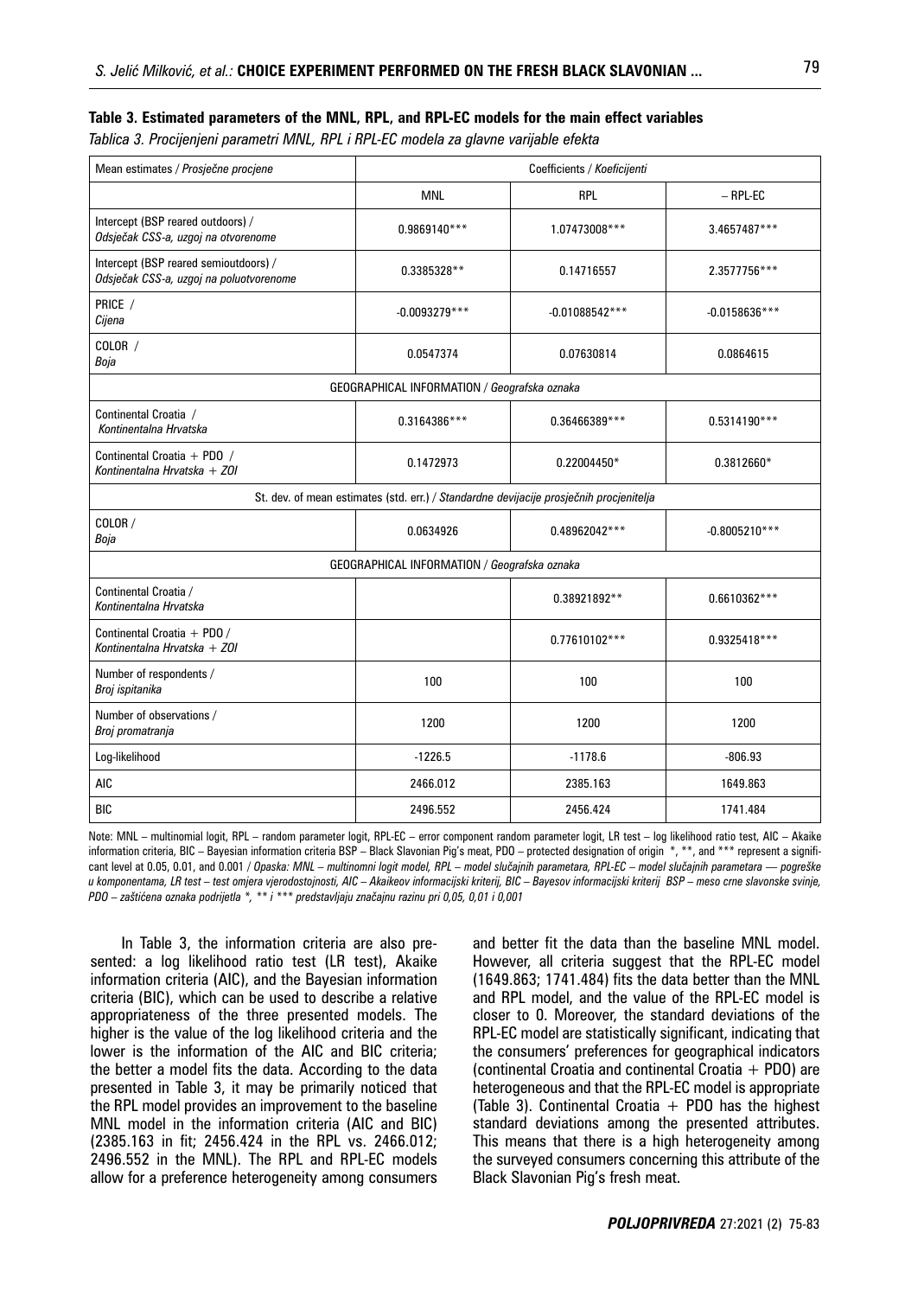**Table 3. Estimated parameters of the MNL, RPL, and RPL-EC models for the main effect variables**

*Tablica 3. Procijenjeni parametri MNL, RPL i RPL-EC modela za glavne varijable efekta*

| Mean estimates / *Prosječne procjene* | Coefficients / *Koeficijenti* | | |
|---|---|---|---|
| | MNL | RPL | – RPL-EC |
| Intercept (BSP reared outdoors) / *Odsječak CSS-a, uzgoj na otvorenome* | 0.9869140*** | 1.07473008*** | 3.4657487*** |
| Intercept (BSP reared semioutdoors) / *Odsječak CSS-a, uzgoj na poluotvorenome* | 0.3385328** | 0.14716557 | 2.3577756*** |
| PRICE / *Cijena* | -0.0093279*** | -0.01088542*** | -0.0158636*** |
| COLOR / *Boja* | 0.0547374 | 0.07630814 | 0.0864615 |
| GEOGRAPHICAL INFORMATION / *Geografska oznaka* | | | |
| Continental Croatia / *Kontinentalna Hrvatska* | 0.3164386*** | 0.36466389*** | 0.5314190*** |
| Continental Croatia + PDO / *Kontinentalna Hrvatska + ZOI* | 0.1472973 | 0.22004450* | 0.3812660* |
| St. dev. of mean estimates (std. err.) / *Standardne devijacije prosječnih procjenitelja* | | | |
| COLOR / *Boja* | 0.0634926 | 0.48962042*** | -0.8005210*** |
| GEOGRAPHICAL INFORMATION / *Geografska oznaka* | | | |
| Continental Croatia / *Kontinentalna Hrvatska* | | 0.38921892** | 0.6610362*** |
| Continental Croatia + PDO / *Kontinentalna Hrvatska + ZOI* | | 0.77610102*** | 0.9325418*** |
| Number of respondents / *Broj ispitanika* | 100 | 100 | 100 |
| Number of observations / *Broj promatranja* | 1200 | 1200 | 1200 |
| Log-likelihood | -1226.5 | -1178.6 | -806.93 |
| AIC | 2466.012 | 2385.163 | 1649.863 |
| BIC | 2496.552 | 2456.424 | 1741.484 |

Note: MNL – multinomial logit, RPL – random parameter logit, RPL-EC – error component random parameter logit, LR test – log likelihood ratio test, AIC – Akaike information criteria, BIC – Bayesian information criteria BSP – Black Slavonian Pig's meat, PDO – protected designation of origin *, **, and *** represent a significant level at 0.05, 0.01, and 0.001 / *Opaska: MNL – multinomni logit model, RPL – model slučajnih parametara, RPL-EC – model slučajnih parametara — pogreške u komponentama, LR test – test omjera vjerodostojnosti, AIC – Akaikeov informacijski kriterij, BIC – Bayesov informacijski kriterij BSP – meso crne slavonske svinje, PDO – zaštićena oznaka podrijetla *, ** i *** predstavljaju značajnu razinu pri 0,05, 0,01 i 0,001*

In Table 3, the information criteria are also presented: a log likelihood ratio test (LR test), Akaike information criteria (AIC), and the Bayesian information criteria (BIC), which can be used to describe a relative appropriateness of the three presented models. The higher is the value of the log likelihood criteria and the lower is the information of the AIC and BIC criteria; the better a model fits the data. According to the data presented in Table 3, it may be primarily noticed that the RPL model provides an improvement to the baseline MNL model in the information criteria (AIC and BIC) (2385.163 in fit; 2456.424 in the RPL vs. 2466.012; 2496.552 in the MNL). The RPL and RPL-EC models allow for a preference heterogeneity among consumers and better fit the data than the baseline MNL model. However, all criteria suggest that the RPL-EC model (1649.863; 1741.484) fits the data better than the MNL and RPL model, and the value of the RPL-EC model is closer to 0. Moreover, the standard deviations of the RPL-EC model are statistically significant, indicating that the consumers' preferences for geographical indicators (continental Croatia and continental Croatia + PDO) are heterogeneous and that the RPL-EC model is appropriate (Table 3). Continental Croatia + PDO has the highest standard deviations among the presented attributes. This means that there is a high heterogeneity among the surveyed consumers concerning this attribute of the Black Slavonian Pig's fresh meat.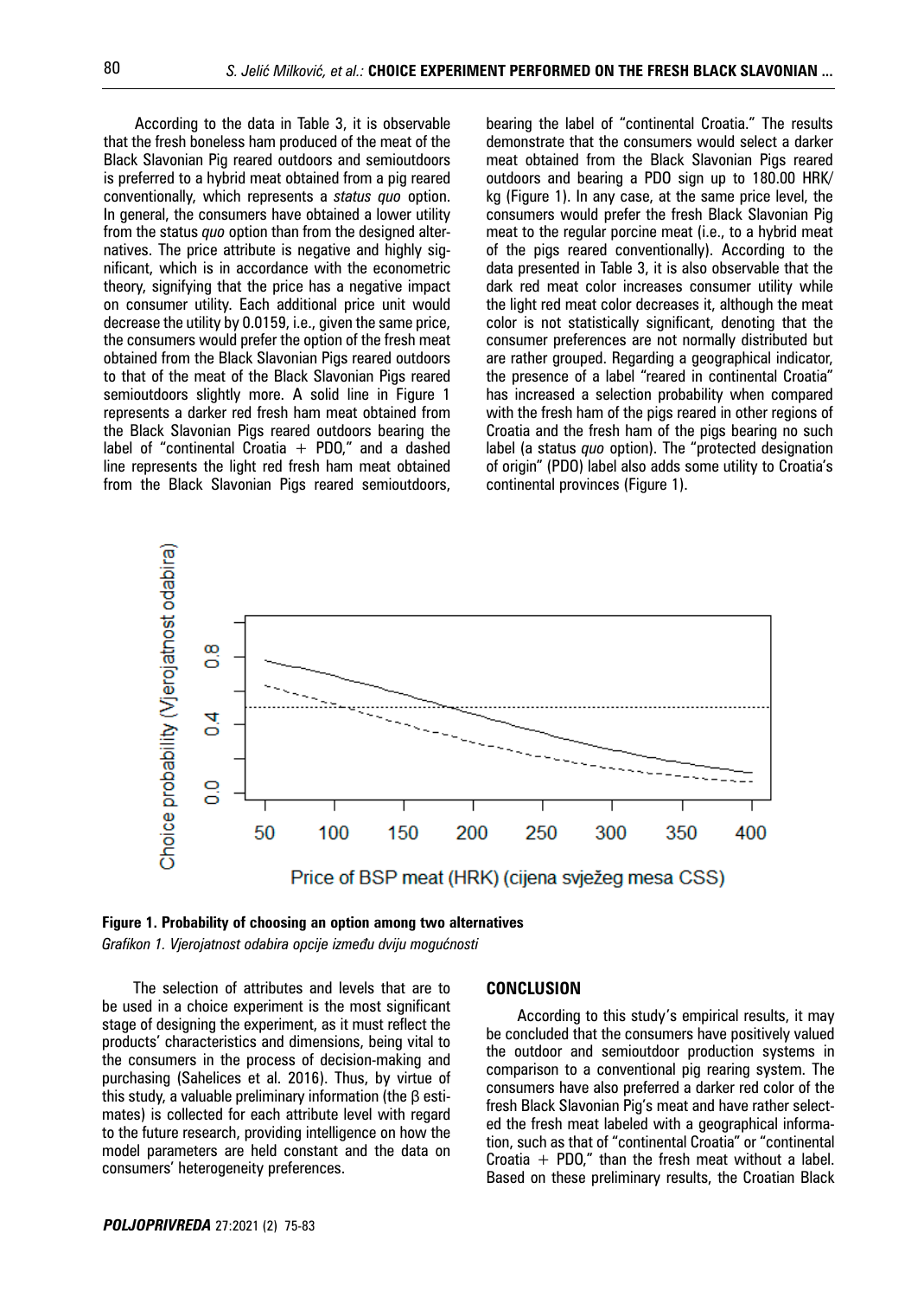According to the data in Table 3, it is observable that the fresh boneless ham produced of the meat of the Black Slavonian Pig reared outdoors and semioutdoors is preferred to a hybrid meat obtained from a pig reared conventionally, which represents a *status quo* option. In general, the consumers have obtained a lower utility from the status *quo* option than from the designed alternatives. The price attribute is negative and highly significant, which is in accordance with the econometric theory, signifying that the price has a negative impact on consumer utility. Each additional price unit would decrease the utility by 0.0159, i.e., given the same price, the consumers would prefer the option of the fresh meat obtained from the Black Slavonian Pigs reared outdoors to that of the meat of the Black Slavonian Pigs reared semioutdoors slightly more. A solid line in Figure 1 represents a darker red fresh ham meat obtained from the Black Slavonian Pigs reared outdoors bearing the label of "continental Croatia + PDO," and a dashed line represents the light red fresh ham meat obtained from the Black Slavonian Pigs reared semioutdoors, bearing the label of "continental Croatia." The results demonstrate that the consumers would select a darker meat obtained from the Black Slavonian Pigs reared outdoors and bearing a PDO sign up to 180.00 HRK/kg (Figure 1). In any case, at the same price level, the consumers would prefer the fresh Black Slavonian Pig meat to the regular porcine meat (i.e., to a hybrid meat of the pigs reared conventionally). According to the data presented in Table 3, it is also observable that the dark red meat color increases consumer utility while the light red meat color decreases it, although the meat color is not statistically significant, denoting that the consumer preferences are not normally distributed but are rather grouped. Regarding a geographical indicator, the presence of a label "reared in continental Croatia" has increased a selection probability when compared with the fresh ham of the pigs reared in other regions of Croatia and the fresh ham of the pigs bearing no such label (a status *quo* option). The "protected designation of origin" (PDO) label also adds some utility to Croatia's continental provinces (Figure 1).

**Figure 1. Probability of choosing an option among two alternatives**

*Grafikon 1. Vjerojatnost odabira opcije između dviju mogućnosti*

The selection of attributes and levels that are to be used in a choice experiment is the most significant stage of designing the experiment, as it must reflect the products' characteristics and dimensions, being vital to the consumers in the process of decision-making and purchasing (Sahelices et al. 2016). Thus, by virtue of this study, a valuable preliminary information (the β estimates) is collected for each attribute level with regard to the future research, providing intelligence on how the model parameters are held constant and the data on consumers' heterogeneity preferences.

## CONCLUSION

According to this study's empirical results, it may be concluded that the consumers have positively valued the outdoor and semioutdoor production systems in comparison to a conventional pig rearing system. The consumers have also preferred a darker red color of the fresh Black Slavonian Pig's meat and have rather selected the fresh meat labeled with a geographical information, such as that of "continental Croatia" or "continental Croatia + PDO," than the fresh meat without a label. Based on these preliminary results, the Croatian Black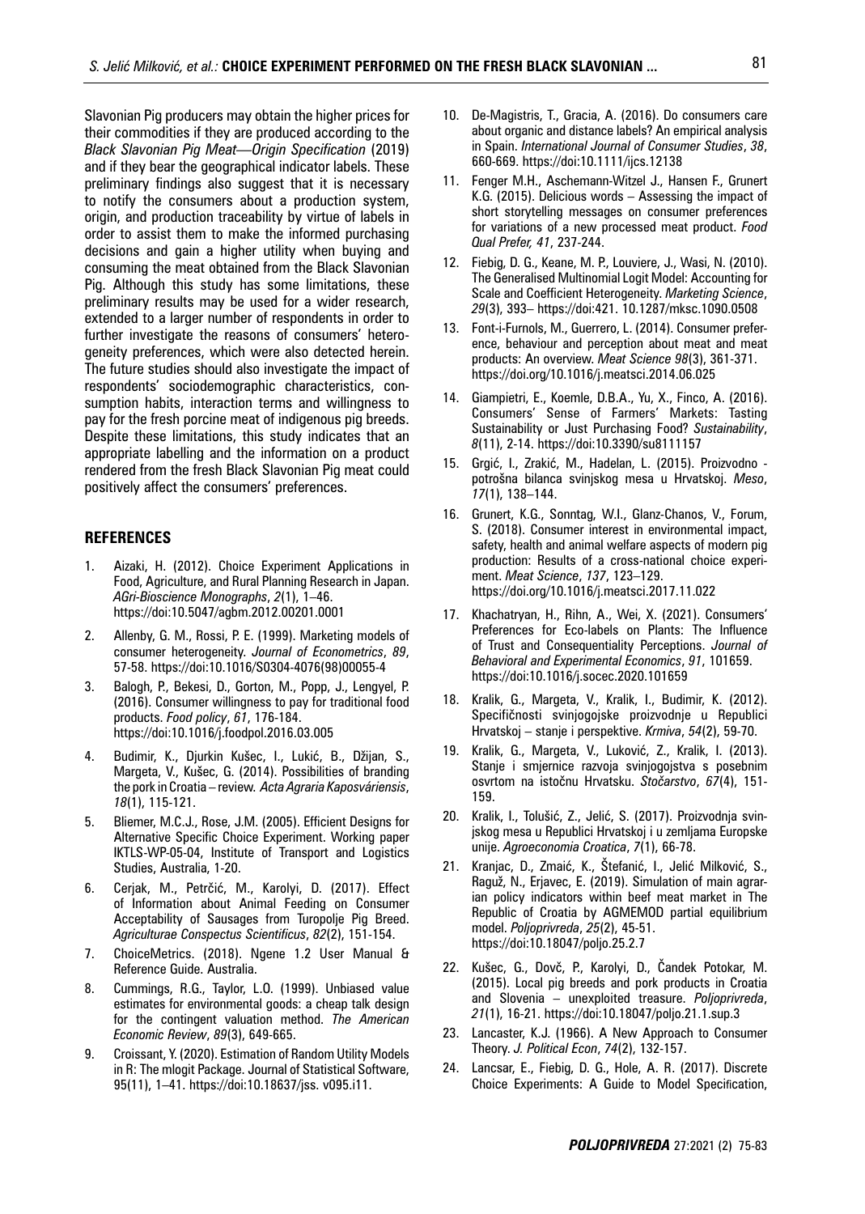Slavonian Pig producers may obtain the higher prices for their commodities if they are produced according to the *Black Slavonian Pig Meat—Origin Specification* (2019) and if they bear the geographical indicator labels. These preliminary findings also suggest that it is necessary to notify the consumers about a production system, origin, and production traceability by virtue of labels in order to assist them to make the informed purchasing decisions and gain a higher utility when buying and consuming the meat obtained from the Black Slavonian Pig. Although this study has some limitations, these preliminary results may be used for a wider research, extended to a larger number of respondents in order to further investigate the reasons of consumers' heterogeneity preferences, which were also detected herein. The future studies should also investigate the impact of respondents' sociodemographic characteristics, consumption habits, interaction terms and willingness to pay for the fresh porcine meat of indigenous pig breeds. Despite these limitations, this study indicates that an appropriate labelling and the information on a product rendered from the fresh Black Slavonian Pig meat could positively affect the consumers' preferences.

## REFERENCES

1. Aizaki, H. (2012). Choice Experiment Applications in Food, Agriculture, and Rural Planning Research in Japan. *AGri-Bioscience Monographs*, *2*(1), 1–46. https://doi:10.5047/agbm.2012.00201.0001
2. Allenby, G. M., Rossi, P. E. (1999). Marketing models of consumer heterogeneity. *Journal of Econometrics*, *89*, 57-58. https://doi:10.1016/S0304-4076(98)00055-4
3. Balogh, P., Bekesi, D., Gorton, M., Popp, J., Lengyel, P. (2016). Consumer willingness to pay for traditional food products. *Food policy*, *61*, 176-184. https://doi:10.1016/j.foodpol.2016.03.005
4. Budimir, K., Djurkin Kušec, I., Lukić, B., Džijan, S., Margeta, V., Kušec, G. (2014). Possibilities of branding the pork in Croatia – review. *Acta Agraria Kaposváriensis*, *18*(1), 115-121.
5. Bliemer, M.C.J., Rose, J.M. (2005). Efficient Designs for Alternative Specific Choice Experiment. Working paper IKTLS-WP-05-04, Institute of Transport and Logistics Studies, Australia, 1-20.
6. Cerjak, M., Petrčić, M., Karolyi, D. (2017). Effect of Information about Animal Feeding on Consumer Acceptability of Sausages from Turopolje Pig Breed. *Agriculturae Conspectus Scientificus*, *82*(2), 151-154.
7. ChoiceMetrics. (2018). Ngene 1.2 User Manual & Reference Guide. Australia.
8. Cummings, R.G., Taylor, L.O. (1999). Unbiased value estimates for environmental goods: a cheap talk design for the contingent valuation method. *The American Economic Review*, *89*(3), 649-665.
9. Croissant, Y. (2020). Estimation of Random Utility Models in R: The mlogit Package. Journal of Statistical Software, 95(11), 1–41. https://doi:10.18637/jss. v095.i11.
10. De-Magistris, T., Gracia, A. (2016). Do consumers care about organic and distance labels? An empirical analysis in Spain. *International Journal of Consumer Studies*, *38*, 660-669. https://doi:10.1111/ijcs.12138
11. Fenger M.H., Aschemann-Witzel J., Hansen F., Grunert K.G. (2015). Delicious words – Assessing the impact of short storytelling messages on consumer preferences for variations of a new processed meat product. *Food Qual Prefer, 41*, 237-244.
12. Fiebig, D. G., Keane, M. P., Louviere, J., Wasi, N. (2010). The Generalised Multinomial Logit Model: Accounting for Scale and Coefficient Heterogeneity. *Marketing Science*, *29*(3), 393– https://doi:421. 10.1287/mksc.1090.0508
13. Font-i-Furnols, M., Guerrero, L. (2014). Consumer preference, behaviour and perception about meat and meat products: An overview. *Meat Science 98*(3), 361-371. https://doi.org/10.1016/j.meatsci.2014.06.025
14. Giampietri, E., Koemle, D.B.A., Yu, X., Finco, A. (2016). Consumers' Sense of Farmers' Markets: Tasting Sustainability or Just Purchasing Food? *Sustainability*, *8*(11), 2-14. https://doi:10.3390/su8111157
15. Grgić, I., Zrakić, M., Hadelan, L. (2015). Proizvodno - potrošna bilanca svinjskog mesa u Hrvatskoj. *Meso*, *17*(1), 138–144.
16. Grunert, K.G., Sonntag, W.I., Glanz-Chanos, V., Forum, S. (2018). Consumer interest in environmental impact, safety, health and animal welfare aspects of modern pig production: Results of a cross-national choice experiment. *Meat Science*, *137*, 123–129. https://doi.org/10.1016/j.meatsci.2017.11.022
17. Khachatryan, H., Rihn, A., Wei, X. (2021). Consumers' Preferences for Eco-labels on Plants: The Influence of Trust and Consequentiality Perceptions. *Journal of Behavioral and Experimental Economics*, *91*, 101659. https://doi:10.1016/j.socec.2020.101659
18. Kralik, G., Margeta, V., Kralik, I., Budimir, K. (2012). Specifičnosti svinjogojske proizvodnje u Republici Hrvatskoj – stanje i perspektive. *Krmiva*, *54*(2), 59-70.
19. Kralik, G., Margeta, V., Luković, Z., Kralik, I. (2013). Stanje i smjernice razvoja svinjogojstva s posebnim osvrtom na istočnu Hrvatsku. *Stočarstvo*, *67*(4), 151-159.
20. Kralik, I., Tolušić, Z., Jelić, S. (2017). Proizvodnja svinjskog mesa u Republici Hrvatskoj i u zemljama Europske unije. *Agroeconomia Croatica*, *7*(1), 66-78.
21. Kranjac, D., Zmaić, K., Štefanić, I., Jelić Milković, S., Raguž, N., Erjavec, E. (2019). Simulation of main agrarian policy indicators within beef meat market in The Republic of Croatia by AGMEMOD partial equilibrium model. *Poljoprivreda*, *25*(2), 45-51. https://doi:10.18047/poljo.25.2.7
22. Kušec, G., Dovč, P., Karolyi, D., Čandek Potokar, M. (2015). Local pig breeds and pork products in Croatia and Slovenia – unexploited treasure. *Poljoprivreda*, *21*(1), 16-21. https://doi:10.18047/poljo.21.1.sup.3
23. Lancaster, K.J. (1966). A New Approach to Consumer Theory. *J. Political Econ*, *74*(2), 132-157.
24. Lancsar, E., Fiebig, D. G., Hole, A. R. (2017). Discrete Choice Experiments: A Guide to Model Specification,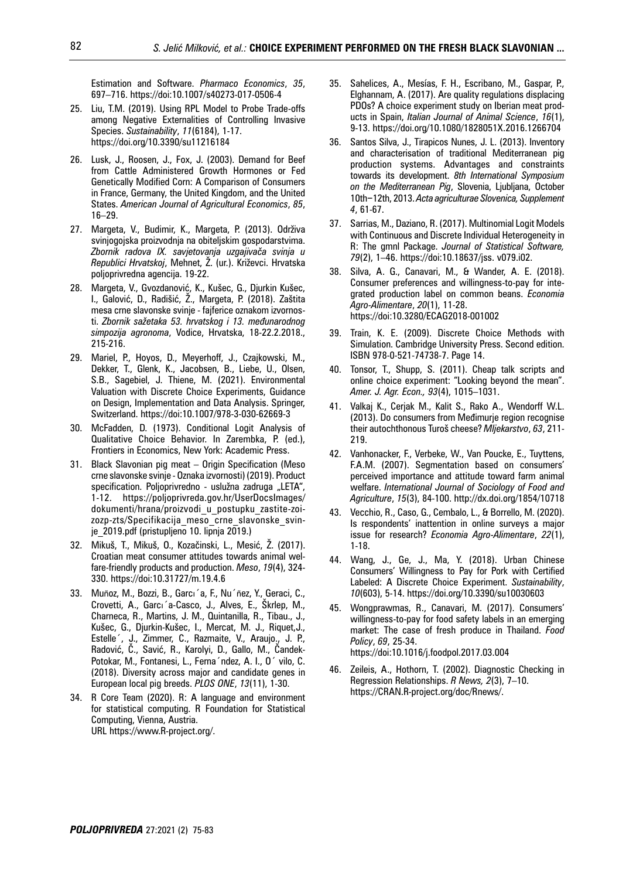Estimation and Software. *Pharmaco Economics*, *35*, 697–716. https://doi:10.1007/s40273-017-0506-4

25. Liu, T.M. (2019). Using RPL Model to Probe Trade-offs among Negative Externalities of Controlling Invasive Species. *Sustainability*, *11*(6184), 1-17. https://doi.org/10.3390/su11216184

26. Lusk, J., Roosen, J., Fox, J. (2003). Demand for Beef from Cattle Administered Growth Hormones or Fed Genetically Modified Corn: A Comparison of Consumers in France, Germany, the United Kingdom, and the United States. *American Journal of Agricultural Economics*, *85*, 16–29.

27. Margeta, V., Budimir, K., Margeta, P. (2013). Održiva svinjogojska proizvodnja na obiteljskim gospodarstvima. *Zbornik radova IX. savjetovanja uzgajivača svinja u Republici Hrvatskoj*, Mehnet, Ž. (ur.). Križevci. Hrvatska poljoprivredna agencija. 19-22.

28. Margeta, V., Gvozdanović, K., Kušec, G., Djurkin Kušec, I., Galović, D., Radišić, Ž., Margeta, P. (2018). Zaštita mesa crne slavonske svinje - fajferice oznakom izvornosti. *Zbornik sažetaka 53. hrvatskog i 13. međunarodnog simpozija agronoma*, Vodice, Hrvatska, 18-22.2.2018., 215-216.

29. Mariel, P., Hoyos, D., Meyerhoff, J., Czajkowski, M., Dekker, T., Glenk, K., Jacobsen, B., Liebe, U., Olsen, S.B., Sagebiel, J. Thiene, M. (2021). Environmental Valuation with Discrete Choice Experiments, Guidance on Design, Implementation and Data Analysis. Springer, Switzerland. https://doi:10.1007/978-3-030-62669-3

30. McFadden, D. (1973). Conditional Logit Analysis of Qualitative Choice Behavior. In Zarembka, P. (ed.), Frontiers in Economics, New York: Academic Press.

31. Black Slavonian pig meat – Origin Specification (Meso crne slavonske svinje - Oznaka izvornosti) (2019). Product specification. Poljoprivredno - uslužna zadruga „LETA", 1-12. https://poljoprivreda.gov.hr/UserDocsImages/dokumenti/hrana/proizvodi_u_postupku_zastite-zoi-zozp-zts/Specifikacija_meso_crne_slavonske_svinje_2019.pdf (pristupljeno 10. lipnja 2019.)

32. Mikuš, T., Mikuš, O., Kozačinski, L., Mesić, Ž. (2017). Croatian meat consumer attitudes towards animal welfare-friendly products and production. *Meso*, *19*(4), 324-330. https://doi:10.31727/m.19.4.6

33. Muñoz, M., Bozzi, B., Garcı´a, F., Nu´ñez, Y., Geraci, C., Crovetti, A., Garcı´a-Casco, J., Alves, E., Škrlep, M., Charneca, R., Martins, J. M., Quintanilla, R., Tibau., J., Kušec, G., Djurkin-Kušec, I., Mercat, M. J., Riquet,J., Estelle´, J., Zimmer, C., Razmaite, V., Araujo., J. P., Radović, Č., Savić, R., Karolyi, D., Gallo, M., Čandek-Potokar, M., Fontanesi, L., Ferna´ndez, A. I., O´ vilo, C. (2018). Diversity across major and candidate genes in European local pig breeds. *PLOS ONE*, *13*(11), 1-30.

34. R Core Team (2020). R: A language and environment for statistical computing. R Foundation for Statistical Computing, Vienna, Austria. URL https://www.R-project.org/.

35. Sahelices, A., Mesías, F. H., Escribano, M., Gaspar, P., Elghannam, A. (2017). Are quality regulations displacing PDOs? A choice experiment study on Iberian meat products in Spain, *Italian Journal of Animal Science*, *16*(1), 9-13. https://doi.org/10.1080/1828051X.2016.1266704

36. Santos Silva, J., Tirapicos Nunes, J. L. (2013). Inventory and characterisation of traditional Mediterranean pig production systems. Advantages and constraints towards its development. *8th International Symposium on the Mediterranean Pig*, Slovenia, Ljubljana, October 10th–12th, 2013. *Acta agriculturae Slovenica, Supplement 4*, 61-67.

37. Sarrias, M., Daziano, R. (2017). Multinomial Logit Models with Continuous and Discrete Individual Heterogeneity in R: The gmnl Package. *Journal of Statistical Software, 79*(2), 1–46. https://doi:10.18637/jss. v079.i02.

38. Silva, A. G., Canavari, M., & Wander, A. E. (2018). Consumer preferences and willingness-to-pay for integrated production label on common beans. *Economia Agro-Alimentare*, *20*(1), 11-28. https://doi:10.3280/ECAG2018-001002

39. Train, K. E. (2009). Discrete Choice Methods with Simulation. Cambridge University Press. Second edition. ISBN 978-0-521-74738-7. Page 14.

40. Tonsor, T., Shupp, S. (2011). Cheap talk scripts and online choice experiment: "Looking beyond the mean". *Amer. J. Agr. Econ., 93*(4), 1015–1031.

41. Valkaj K., Cerjak M., Kalit S., Rako A., Wendorff W.L. (2013). Do consumers from Međimurje region recognise their autochthonous Turoš cheese? *Mljekarstvo*, *63*, 211-219.

42. Vanhonacker, F., Verbeke, W., Van Poucke, E., Tuyttens, F.A.M. (2007). Segmentation based on consumers' perceived importance and attitude toward farm animal welfare. *International Journal of Sociology of Food and Agriculture*, *15*(3), 84-100. http://dx.doi.org/1854/10718

43. Vecchio, R., Caso, G., Cembalo, L., & Borrello, M. (2020). Is respondents' inattention in online surveys a major issue for research? *Economia Agro-Alimentare*, *22*(1), 1-18.

44. Wang, J., Ge, J., Ma, Y. (2018). Urban Chinese Consumers' Willingness to Pay for Pork with Certified Labeled: A Discrete Choice Experiment. *Sustainability*, *10*(603), 5-14. https://doi.org/10.3390/su10030603

45. Wongprawmas, R., Canavari, M. (2017). Consumers' willingness-to-pay for food safety labels in an emerging market: The case of fresh produce in Thailand. *Food Policy*, *69*, 25-34. https://doi:10.1016/j.foodpol.2017.03.004

46. Zeileis, A., Hothorn, T. (2002). Diagnostic Checking in Regression Relationships. *R News, 2*(3), 7–10. https://CRAN.R-project.org/doc/Rnews/.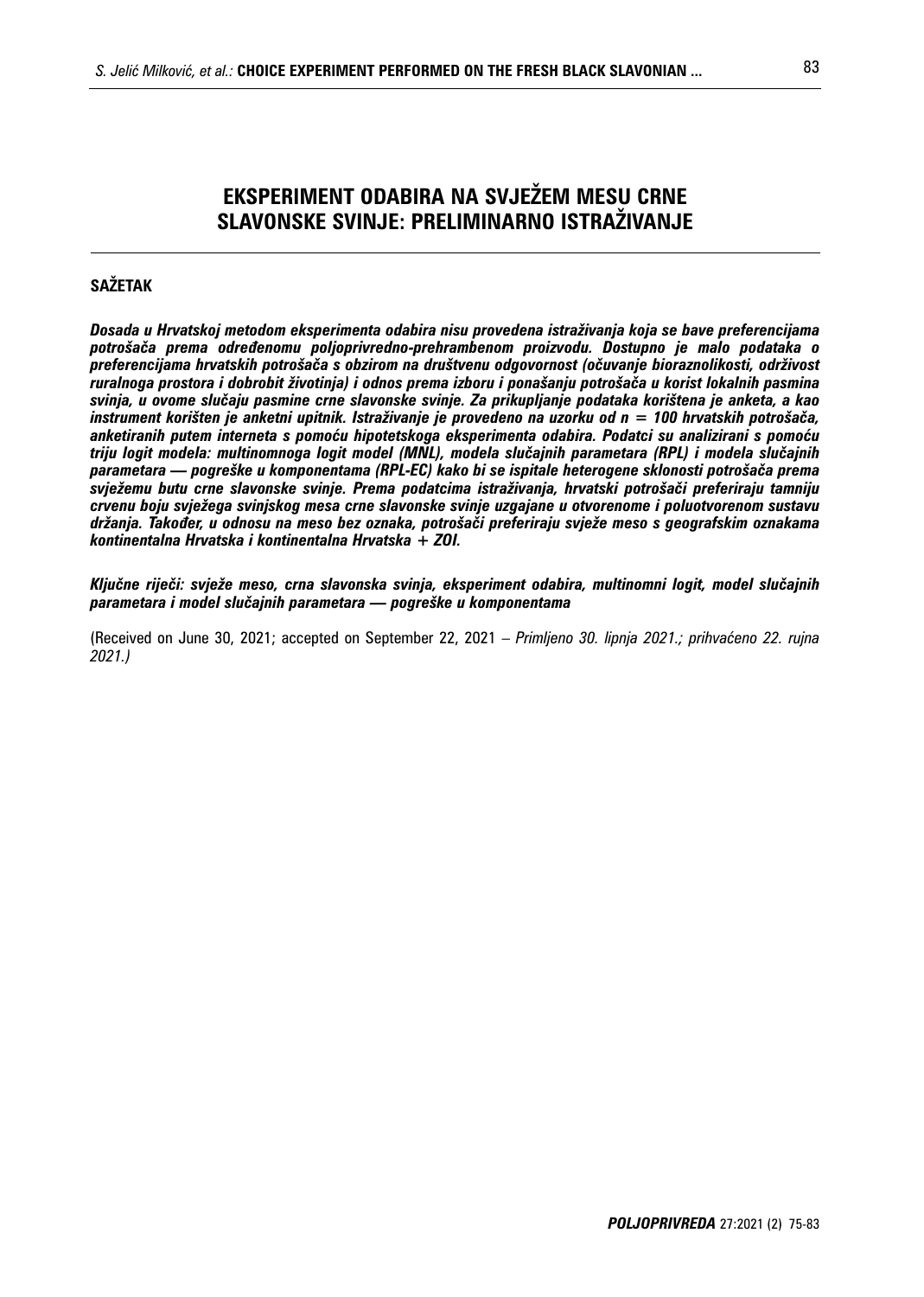# EKSPERIMENT ODABIRA NA SVJEŽEM MESU CRNE SLAVONSKE SVINJE: PRELIMINARNO ISTRAŽIVANJE

## SAŽETAK

***Dosada u Hrvatskoj metodom eksperimenta odabira nisu provedena istraživanja koja se bave preferencijama potrošača prema određenomu poljoprivredno-prehrambenom proizvodu. Dostupno je malo podataka o preferencijama hrvatskih potrošača s obzirom na društvenu odgovornost (očuvanje bioraznolikosti, održivost ruralnoga prostora i dobrobit životinja) i odnos prema izboru i ponašanju potrošača u korist lokalnih pasmina svinja, u ovome slučaju pasmine crne slavonske svinje. Za prikupljanje podataka korištena je anketa, a kao instrument korišten je anketni upitnik. Istraživanje je provedeno na uzorku od n = 100 hrvatskih potrošača, anketiranih putem interneta s pomoću hipotetskoga eksperimenta odabira. Podatci su analizirani s pomoću triju logit modela: multinomnoga logit model (MNL), modela slučajnih parametara (RPL) i modela slučajnih parametara — pogreške u komponentama (RPL-EC) kako bi se ispitale heterogene sklonosti potrošača prema svježemu butu crne slavonske svinje. Prema podatcima istraživanja, hrvatski potrošači preferiraju tamniju crvenu boju svježega svinjskog mesa crne slavonske svinje uzgajane u otvorenome i poluotvorenom sustavu držanja. Također, u odnosu na meso bez oznaka, potrošači preferiraju svježe meso s geografskim oznakama kontinentalna Hrvatska i kontinentalna Hrvatska + ZOI.***

***Ključne riječi: svježe meso, crna slavonska svinja, eksperiment odabira, multinomni logit, model slučajnih parametara i model slučajnih parametara — pogreške u komponentama***

(Received on June 30, 2021; accepted on September 22, 2021 – *Primljeno 30. lipnja 2021.; prihvaćeno 22. rujna 2021.)*